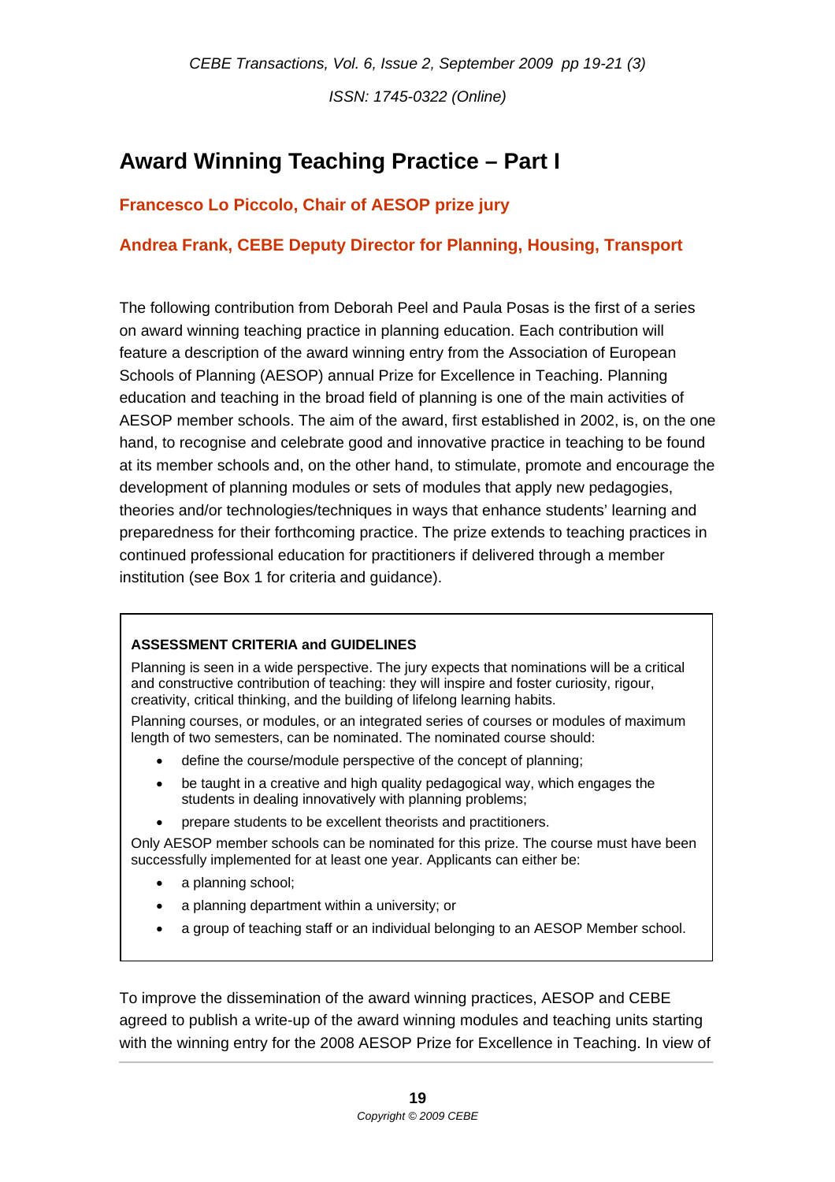# Award Winning Teaching Practice – Part I

**Francesco Lo Piccolo, Chair of AESOP prize jury**

**Andrea Frank, CEBE Deputy Director for Planning, Housing, Transport**

The following contribution from Deborah Peel and Paula Posas is the first of a series on award winning teaching practice in planning education. Each contribution will feature a description of the award winning entry from the Association of European Schools of Planning (AESOP) annual Prize for Excellence in Teaching. Planning education and teaching in the broad field of planning is one of the main activities of AESOP member schools. The aim of the award, first established in 2002, is, on the one hand, to recognise and celebrate good and innovative practice in teaching to be found at its member schools and, on the other hand, to stimulate, promote and encourage the development of planning modules or sets of modules that apply new pedagogies, theories and/or technologies/techniques in ways that enhance students' learning and preparedness for their forthcoming practice. The prize extends to teaching practices in continued professional education for practitioners if delivered through a member institution (see Box 1 for criteria and guidance).

**ASSESSMENT CRITERIA and GUIDELINES**

Planning is seen in a wide perspective. The jury expects that nominations will be a critical and constructive contribution of teaching: they will inspire and foster curiosity, rigour, creativity, critical thinking, and the building of lifelong learning habits.

Planning courses, or modules, or an integrated series of courses or modules of maximum length of two semesters, can be nominated. The nominated course should:

- define the course/module perspective of the concept of planning;
- be taught in a creative and high quality pedagogical way, which engages the students in dealing innovatively with planning problems;
- prepare students to be excellent theorists and practitioners.

Only AESOP member schools can be nominated for this prize. The course must have been successfully implemented for at least one year. Applicants can either be:

- a planning school;
- a planning department within a university; or
- a group of teaching staff or an individual belonging to an AESOP Member school.

To improve the dissemination of the award winning practices, AESOP and CEBE agreed to publish a write-up of the award winning modules and teaching units starting with the winning entry for the 2008 AESOP Prize for Excellence in Teaching. In view of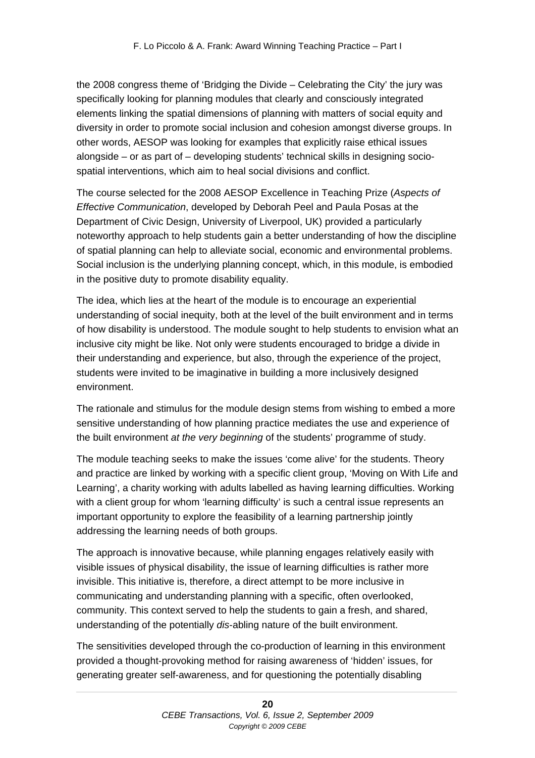the 2008 congress theme of 'Bridging the Divide – Celebrating the City' the jury was specifically looking for planning modules that clearly and consciously integrated elements linking the spatial dimensions of planning with matters of social equity and diversity in order to promote social inclusion and cohesion amongst diverse groups. In other words, AESOP was looking for examples that explicitly raise ethical issues alongside – or as part of – developing students' technical skills in designing socio-spatial interventions, which aim to heal social divisions and conflict.

The course selected for the 2008 AESOP Excellence in Teaching Prize (*Aspects of Effective Communication*, developed by Deborah Peel and Paula Posas at the Department of Civic Design, University of Liverpool, UK) provided a particularly noteworthy approach to help students gain a better understanding of how the discipline of spatial planning can help to alleviate social, economic and environmental problems. Social inclusion is the underlying planning concept, which, in this module, is embodied in the positive duty to promote disability equality.

The idea, which lies at the heart of the module is to encourage an experiential understanding of social inequity, both at the level of the built environment and in terms of how disability is understood. The module sought to help students to envision what an inclusive city might be like. Not only were students encouraged to bridge a divide in their understanding and experience, but also, through the experience of the project, students were invited to be imaginative in building a more inclusively designed environment.

The rationale and stimulus for the module design stems from wishing to embed a more sensitive understanding of how planning practice mediates the use and experience of the built environment *at the very beginning* of the students' programme of study.

The module teaching seeks to make the issues 'come alive' for the students. Theory and practice are linked by working with a specific client group, 'Moving on With Life and Learning', a charity working with adults labelled as having learning difficulties. Working with a client group for whom 'learning difficulty' is such a central issue represents an important opportunity to explore the feasibility of a learning partnership jointly addressing the learning needs of both groups.

The approach is innovative because, while planning engages relatively easily with visible issues of physical disability, the issue of learning difficulties is rather more invisible. This initiative is, therefore, a direct attempt to be more inclusive in communicating and understanding planning with a specific, often overlooked, community. This context served to help the students to gain a fresh, and shared, understanding of the potentially *dis*-abling nature of the built environment.

The sensitivities developed through the co-production of learning in this environment provided a thought-provoking method for raising awareness of 'hidden' issues, for generating greater self-awareness, and for questioning the potentially disabling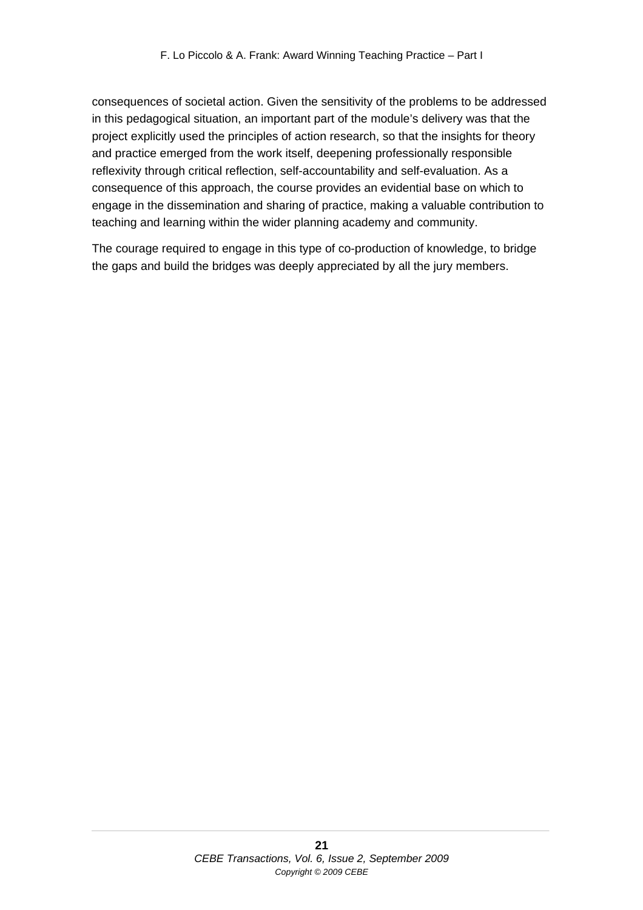consequences of societal action. Given the sensitivity of the problems to be addressed in this pedagogical situation, an important part of the module's delivery was that the project explicitly used the principles of action research, so that the insights for theory and practice emerged from the work itself, deepening professionally responsible reflexivity through critical reflection, self-accountability and self-evaluation. As a consequence of this approach, the course provides an evidential base on which to engage in the dissemination and sharing of practice, making a valuable contribution to teaching and learning within the wider planning academy and community.

The courage required to engage in this type of co-production of knowledge, to bridge the gaps and build the bridges was deeply appreciated by all the jury members.